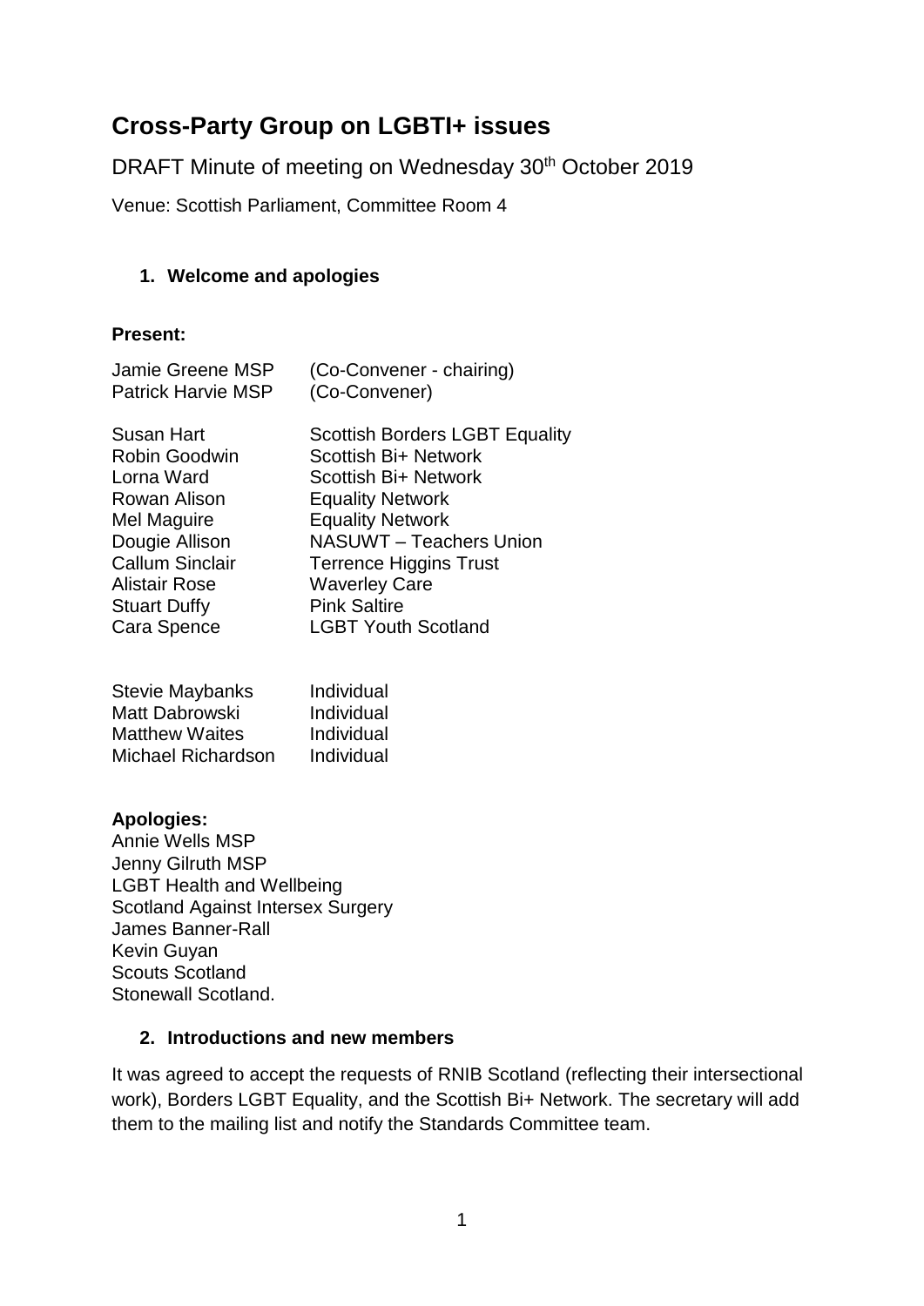# Cross-Party Group on LGBTI+ issues

DRAFT Minute of meeting on Wednesday 30th October 2019

Venue: Scottish Parliament, Committee Room 4

## 1. Welcome and apologies

**Present:**

| | |
|---|---|
| Jamie Greene MSP | (Co-Convener - chairing) |
| Patrick Harvie MSP | (Co-Convener) |
| | |
| Susan Hart | Scottish Borders LGBT Equality |
| Robin Goodwin | Scottish Bi+ Network |
| Lorna Ward | Scottish Bi+ Network |
| Rowan Alison | Equality Network |
| Mel Maguire | Equality Network |
| Dougie Allison | NASUWT – Teachers Union |
| Callum Sinclair | Terrence Higgins Trust |
| Alistair Rose | Waverley Care |
| Stuart Duffy | Pink Saltire |
| Cara Spence | LGBT Youth Scotland |
| | |
| Stevie Maybanks | Individual |
| Matt Dabrowski | Individual |
| Matthew Waites | Individual |
| Michael Richardson | Individual |

**Apologies:**

Annie Wells MSP
Jenny Gilruth MSP
LGBT Health and Wellbeing
Scotland Against Intersex Surgery
James Banner-Rall
Kevin Guyan
Scouts Scotland
Stonewall Scotland.

## 2. Introductions and new members

It was agreed to accept the requests of RNIB Scotland (reflecting their intersectional work), Borders LGBT Equality, and the Scottish Bi+ Network. The secretary will add them to the mailing list and notify the Standards Committee team.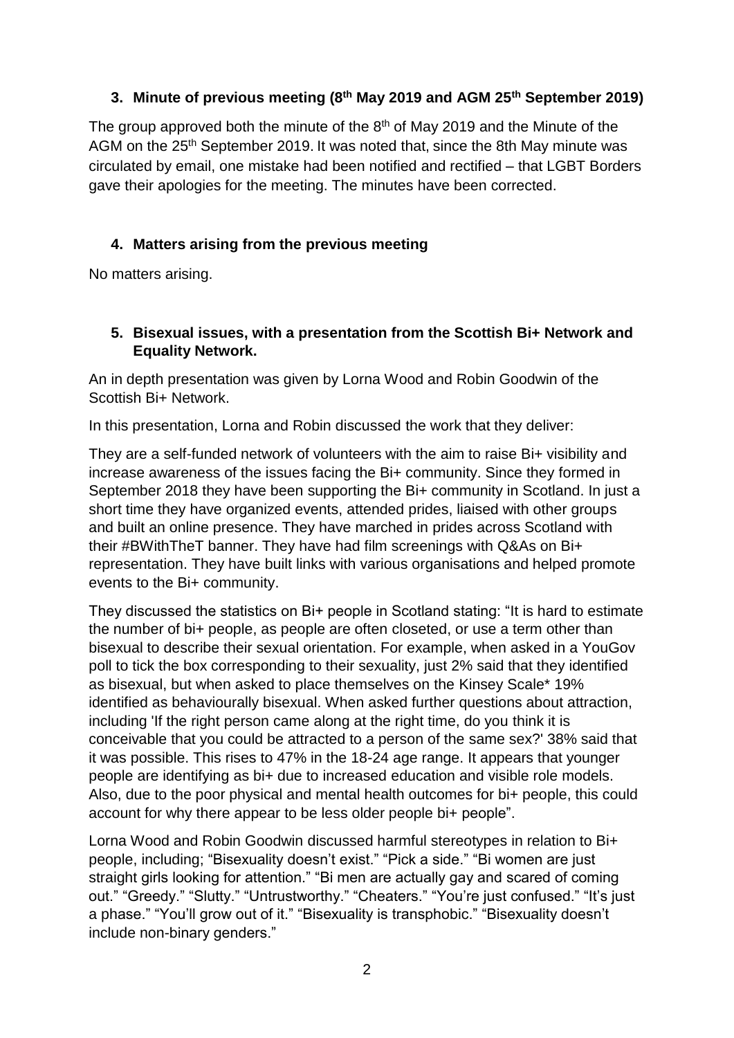### 3. Minute of previous meeting (8th May 2019 and AGM 25th September 2019)

The group approved both the minute of the 8th of May 2019 and the Minute of the AGM on the 25th September 2019. It was noted that, since the 8th May minute was circulated by email, one mistake had been notified and rectified – that LGBT Borders gave their apologies for the meeting. The minutes have been corrected.

### 4. Matters arising from the previous meeting

No matters arising.

### 5. Bisexual issues, with a presentation from the Scottish Bi+ Network and Equality Network.

An in depth presentation was given by Lorna Wood and Robin Goodwin of the Scottish Bi+ Network.

In this presentation, Lorna and Robin discussed the work that they deliver:

They are a self-funded network of volunteers with the aim to raise Bi+ visibility and increase awareness of the issues facing the Bi+ community. Since they formed in September 2018 they have been supporting the Bi+ community in Scotland. In just a short time they have organized events, attended prides, liaised with other groups and built an online presence. They have marched in prides across Scotland with their #BWithTheT banner. They have had film screenings with Q&As on Bi+ representation. They have built links with various organisations and helped promote events to the Bi+ community.

They discussed the statistics on Bi+ people in Scotland stating: "It is hard to estimate the number of bi+ people, as people are often closeted, or use a term other than bisexual to describe their sexual orientation. For example, when asked in a YouGov poll to tick the box corresponding to their sexuality, just 2% said that they identified as bisexual, but when asked to place themselves on the Kinsey Scale* 19% identified as behaviourally bisexual. When asked further questions about attraction, including 'If the right person came along at the right time, do you think it is conceivable that you could be attracted to a person of the same sex?' 38% said that it was possible. This rises to 47% in the 18-24 age range. It appears that younger people are identifying as bi+ due to increased education and visible role models. Also, due to the poor physical and mental health outcomes for bi+ people, this could account for why there appear to be less older people bi+ people".

Lorna Wood and Robin Goodwin discussed harmful stereotypes in relation to Bi+ people, including; "Bisexuality doesn't exist." "Pick a side." "Bi women are just straight girls looking for attention." "Bi men are actually gay and scared of coming out." "Greedy." "Slutty." "Untrustworthy." "Cheaters." "You're just confused." "It's just a phase." "You'll grow out of it." "Bisexuality is transphobic." "Bisexuality doesn't include non-binary genders."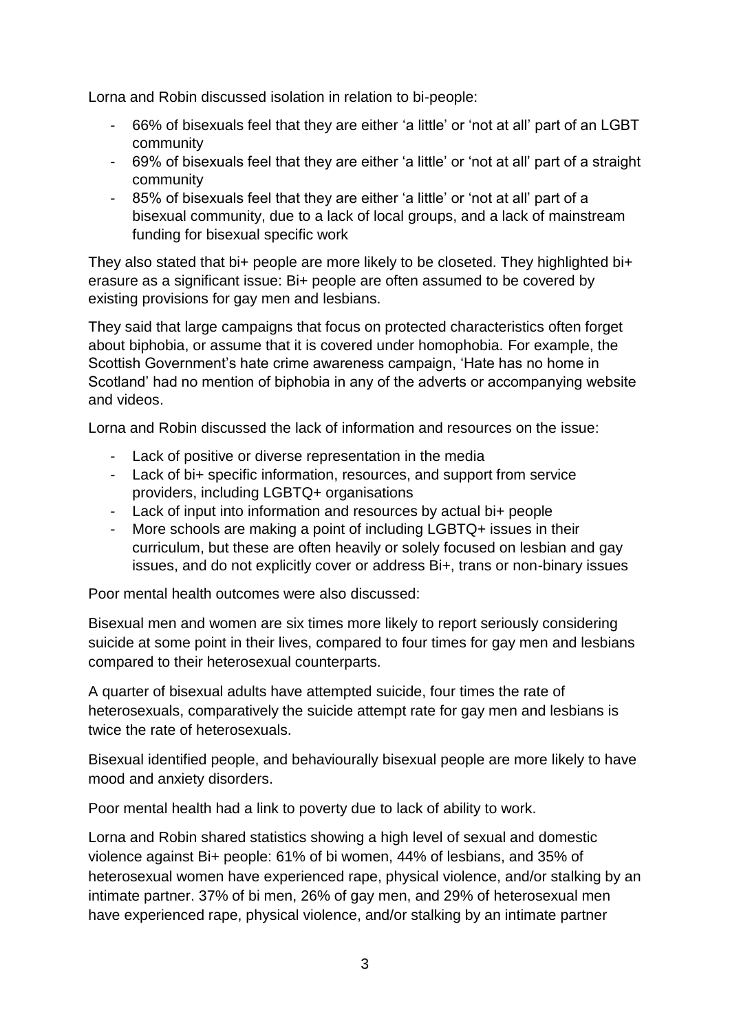Lorna and Robin discussed isolation in relation to bi-people:

- 66% of bisexuals feel that they are either 'a little' or 'not at all' part of an LGBT community
- 69% of bisexuals feel that they are either 'a little' or 'not at all' part of a straight community
- 85% of bisexuals feel that they are either 'a little' or 'not at all' part of a bisexual community, due to a lack of local groups, and a lack of mainstream funding for bisexual specific work

They also stated that bi+ people are more likely to be closeted. They highlighted bi+ erasure as a significant issue: Bi+ people are often assumed to be covered by existing provisions for gay men and lesbians.

They said that large campaigns that focus on protected characteristics often forget about biphobia, or assume that it is covered under homophobia. For example, the Scottish Government's hate crime awareness campaign, 'Hate has no home in Scotland' had no mention of biphobia in any of the adverts or accompanying website and videos.

Lorna and Robin discussed the lack of information and resources on the issue:

- Lack of positive or diverse representation in the media
- Lack of bi+ specific information, resources, and support from service providers, including LGBTQ+ organisations
- Lack of input into information and resources by actual bi+ people
- More schools are making a point of including LGBTQ+ issues in their curriculum, but these are often heavily or solely focused on lesbian and gay issues, and do not explicitly cover or address Bi+, trans or non-binary issues

Poor mental health outcomes were also discussed:

Bisexual men and women are six times more likely to report seriously considering suicide at some point in their lives, compared to four times for gay men and lesbians compared to their heterosexual counterparts.

A quarter of bisexual adults have attempted suicide, four times the rate of heterosexuals, comparatively the suicide attempt rate for gay men and lesbians is twice the rate of heterosexuals.

Bisexual identified people, and behaviourally bisexual people are more likely to have mood and anxiety disorders.

Poor mental health had a link to poverty due to lack of ability to work.

Lorna and Robin shared statistics showing a high level of sexual and domestic violence against Bi+ people: 61% of bi women, 44% of lesbians, and 35% of heterosexual women have experienced rape, physical violence, and/or stalking by an intimate partner. 37% of bi men, 26% of gay men, and 29% of heterosexual men have experienced rape, physical violence, and/or stalking by an intimate partner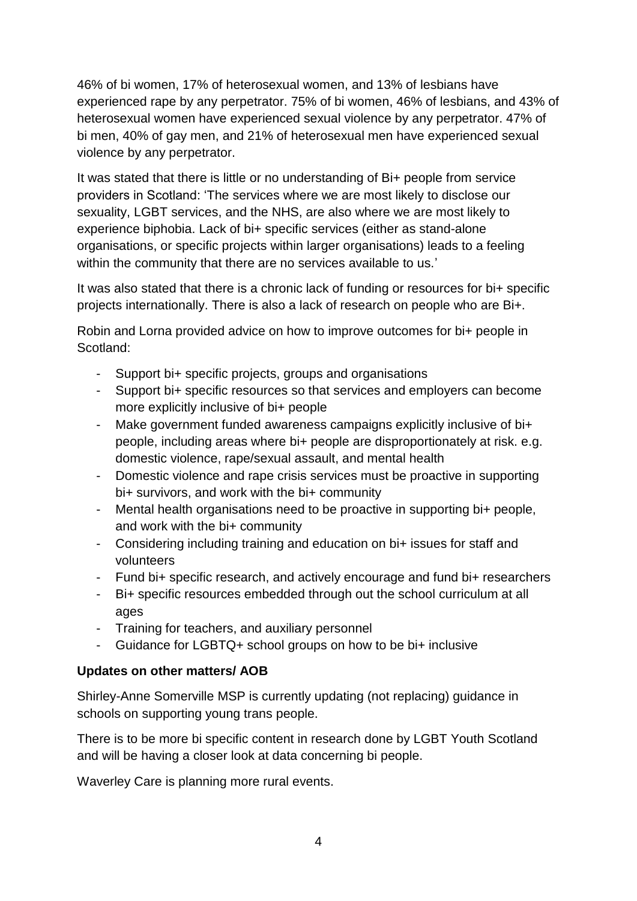46% of bi women, 17% of heterosexual women, and 13% of lesbians have experienced rape by any perpetrator. 75% of bi women, 46% of lesbians, and 43% of heterosexual women have experienced sexual violence by any perpetrator. 47% of bi men, 40% of gay men, and 21% of heterosexual men have experienced sexual violence by any perpetrator.

It was stated that there is little or no understanding of Bi+ people from service providers in Scotland: 'The services where we are most likely to disclose our sexuality, LGBT services, and the NHS, are also where we are most likely to experience biphobia. Lack of bi+ specific services (either as stand-alone organisations, or specific projects within larger organisations) leads to a feeling within the community that there are no services available to us.'

It was also stated that there is a chronic lack of funding or resources for bi+ specific projects internationally. There is also a lack of research on people who are Bi+.

Robin and Lorna provided advice on how to improve outcomes for bi+ people in Scotland:

- Support bi+ specific projects, groups and organisations
- Support bi+ specific resources so that services and employers can become more explicitly inclusive of bi+ people
- Make government funded awareness campaigns explicitly inclusive of bi+ people, including areas where bi+ people are disproportionately at risk. e.g. domestic violence, rape/sexual assault, and mental health
- Domestic violence and rape crisis services must be proactive in supporting bi+ survivors, and work with the bi+ community
- Mental health organisations need to be proactive in supporting bi+ people, and work with the bi+ community
- Considering including training and education on bi+ issues for staff and volunteers
- Fund bi+ specific research, and actively encourage and fund bi+ researchers
- Bi+ specific resources embedded through out the school curriculum at all ages
- Training for teachers, and auxiliary personnel
- Guidance for LGBTQ+ school groups on how to be bi+ inclusive

**Updates on other matters/ AOB**

Shirley-Anne Somerville MSP is currently updating (not replacing) guidance in schools on supporting young trans people.

There is to be more bi specific content in research done by LGBT Youth Scotland and will be having a closer look at data concerning bi people.

Waverley Care is planning more rural events.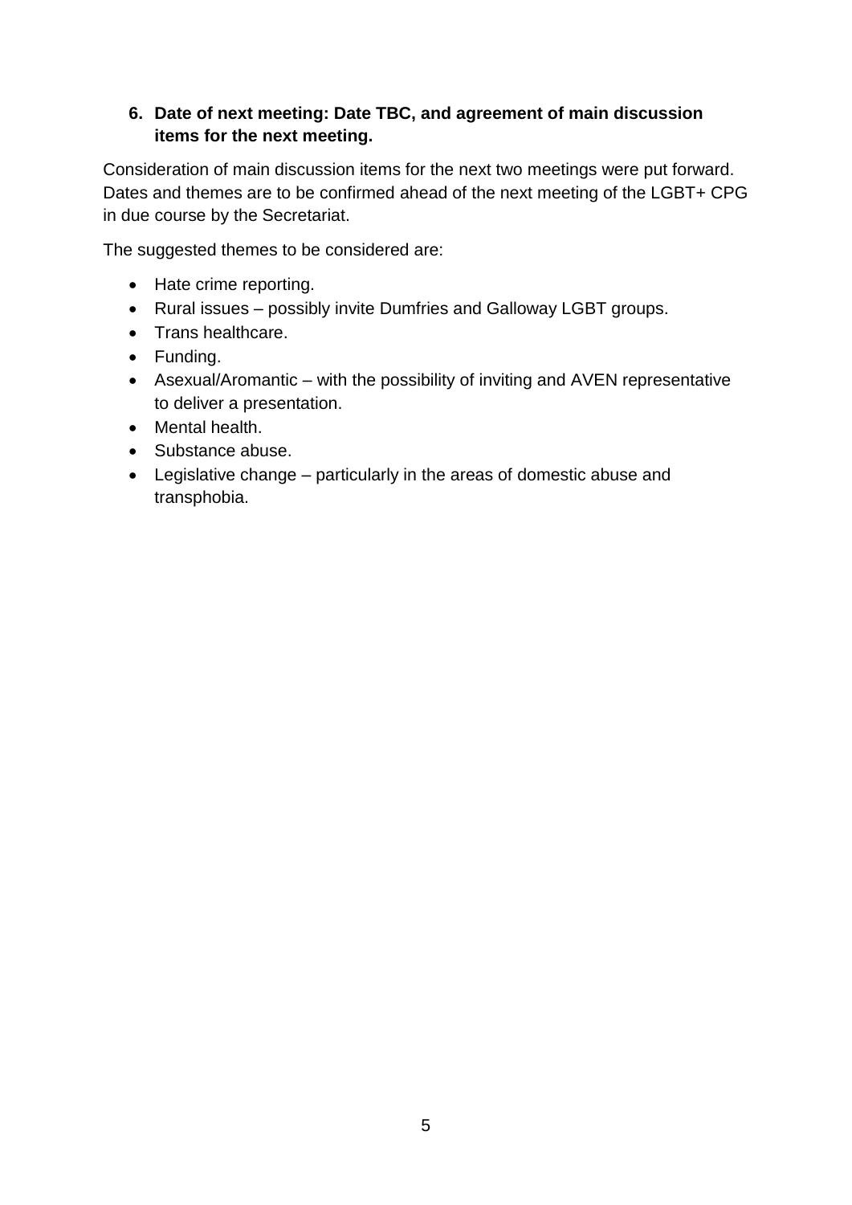6. **Date of next meeting: Date TBC, and agreement of main discussion items for the next meeting.**

Consideration of main discussion items for the next two meetings were put forward. Dates and themes are to be confirmed ahead of the next meeting of the LGBT+ CPG in due course by the Secretariat.

The suggested themes to be considered are:

- Hate crime reporting.
- Rural issues – possibly invite Dumfries and Galloway LGBT groups.
- Trans healthcare.
- Funding.
- Asexual/Aromantic – with the possibility of inviting and AVEN representative to deliver a presentation.
- Mental health.
- Substance abuse.
- Legislative change – particularly in the areas of domestic abuse and transphobia.